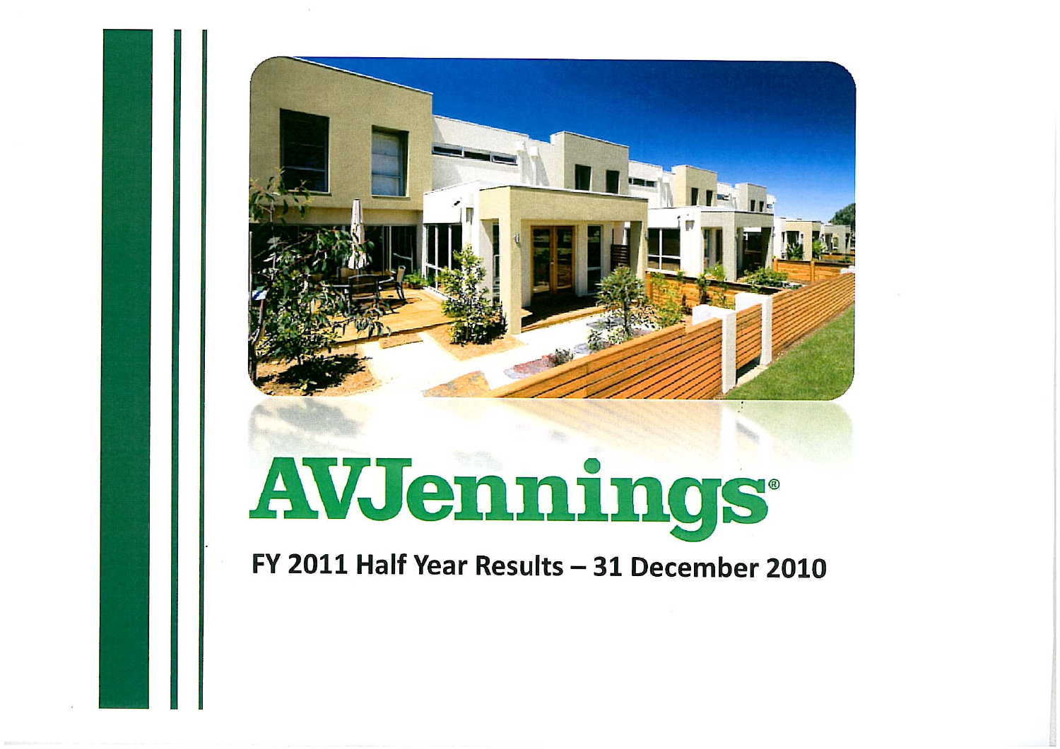# AVJennings®

## FY 2011 Half Year Results – 31 December 2010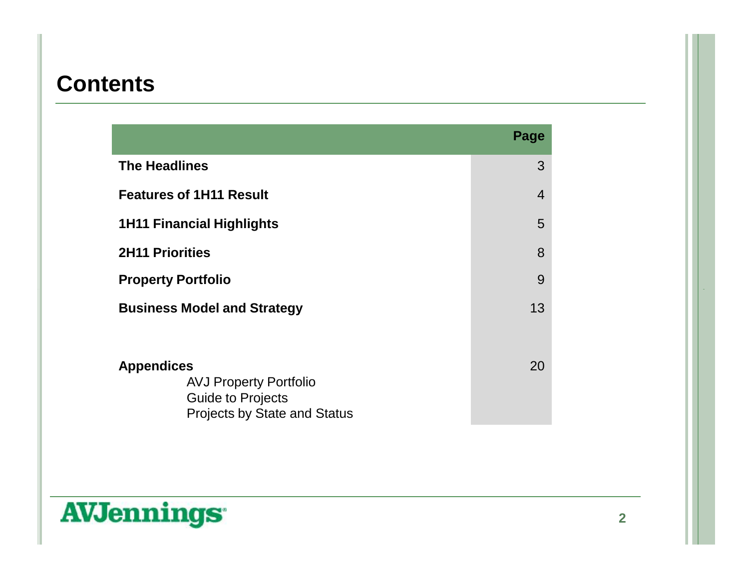# Contents

| | Page |
|---|---|
| **The Headlines** | 3 |
| **Features of 1H11 Result** | 4 |
| **1H11 Financial Highlights** | 5 |
| **2H11 Priorities** | 8 |
| **Property Portfolio** | 9 |
| **Business Model and Strategy** | 13 |
| **Appendices**<br>AVJ Property Portfolio<br>Guide to Projects<br>Projects by State and Status | 20 |

AVJennings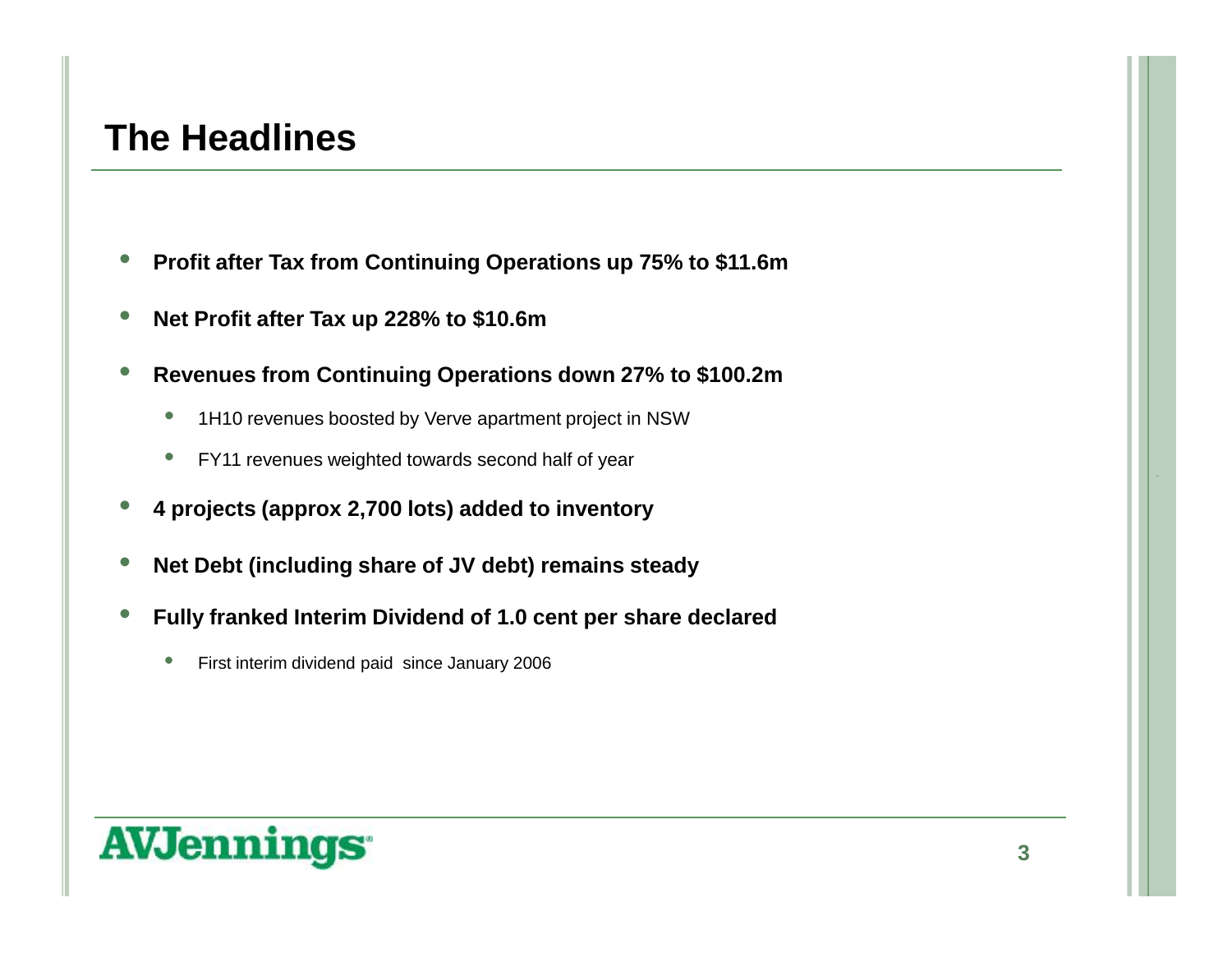# The Headlines

- **Profit after Tax from Continuing Operations up 75% to $11.6m**
- **Net Profit after Tax up 228% to $10.6m**
- **Revenues from Continuing Operations down 27% to $100.2m**
  - 1H10 revenues boosted by Verve apartment project in NSW
  - FY11 revenues weighted towards second half of year
- **4 projects (approx 2,700 lots) added to inventory**
- **Net Debt (including share of JV debt) remains steady**
- **Fully franked Interim Dividend of 1.0 cent per share declared**
  - First interim dividend paid since January 2006

AVJennings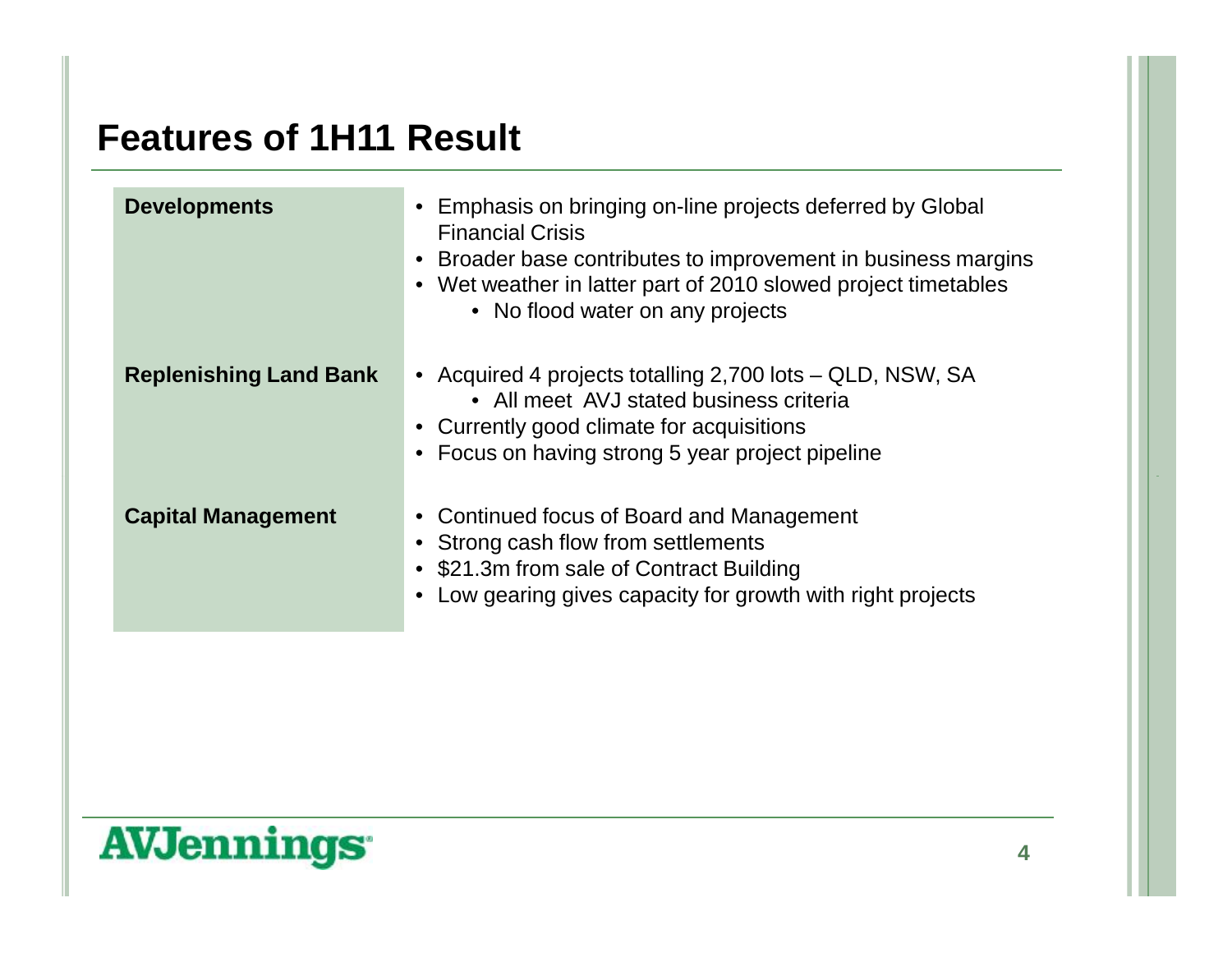# Features of 1H11 Result

**Developments**

- Emphasis on bringing on-line projects deferred by Global Financial Crisis
- Broader base contributes to improvement in business margins
- Wet weather in latter part of 2010 slowed project timetables
  - No flood water on any projects

**Replenishing Land Bank**

- Acquired 4 projects totalling 2,700 lots – QLD, NSW, SA
  - All meet AVJ stated business criteria
- Currently good climate for acquisitions
- Focus on having strong 5 year project pipeline

**Capital Management**

- Continued focus of Board and Management
- Strong cash flow from settlements
- $21.3m from sale of Contract Building
- Low gearing gives capacity for growth with right projects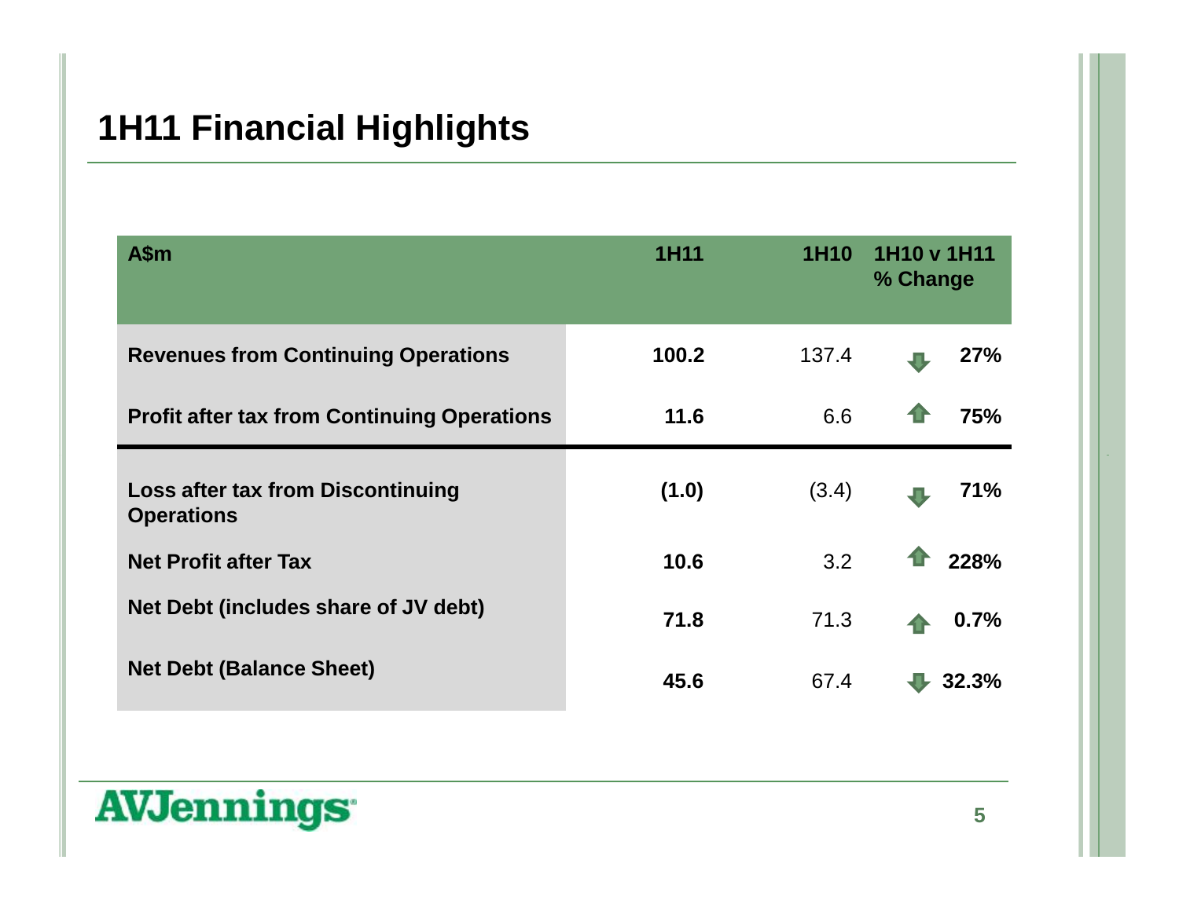# 1H11 Financial Highlights

| A$m | 1H11 | 1H10 | 1H10 v 1H11 % Change |
|---|---|---|---|
| **Revenues from Continuing Operations** | **100.2** | 137.4 | ↓ **27%** |
| **Profit after tax from Continuing Operations** | **11.6** | 6.6 | ↑ **75%** |
| **Loss after tax from Discontinuing Operations** | **(1.0)** | (3.4) | ↓ **71%** |
| **Net Profit after Tax** | **10.6** | 3.2 | ↑ **228%** |
| **Net Debt (includes share of JV debt)** | **71.8** | 71.3 | ↑ **0.7%** |
| **Net Debt (Balance Sheet)** | **45.6** | 67.4 | ↓ **32.3%** |

AVJennings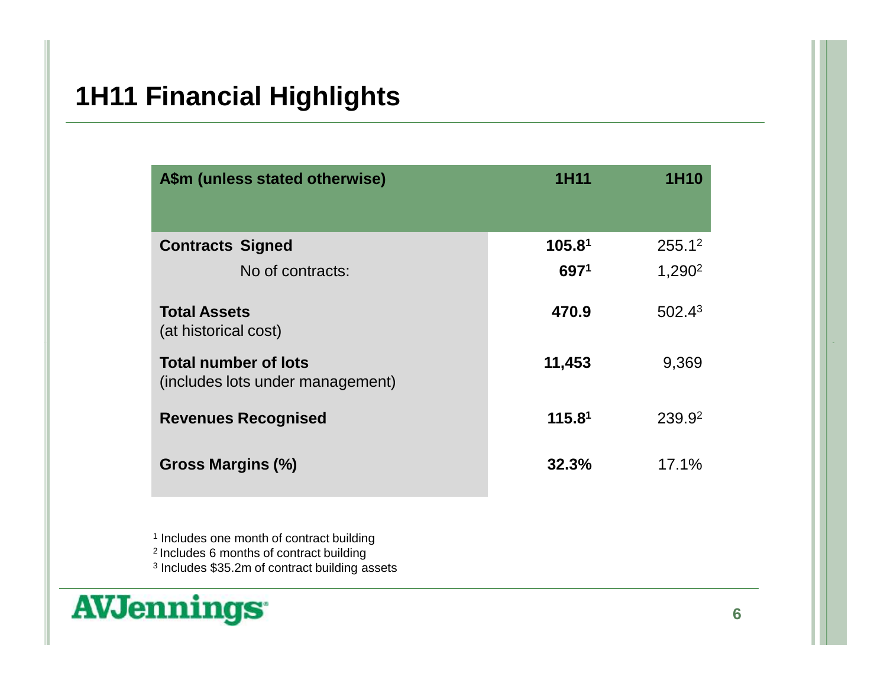# 1H11 Financial Highlights

| A$m (unless stated otherwise) | 1H11 | 1H10 |
|---|---|---|
| **Contracts Signed** | **105.8**[1] | 255.1[2] |
| No of contracts: | **697**[1] | 1,290[2] |
| **Total Assets** (at historical cost) | **470.9** | 502.4[3] |
| **Total number of lots** (includes lots under management) | **11,453** | 9,369 |
| **Revenues Recognised** | **115.8**[1] | 239.9[2] |
| **Gross Margins (%)** | **32.3%** | 17.1% |

[1] Includes one month of contract building
[2] Includes 6 months of contract building
[3] Includes $35.2m of contract building assets

AVJennings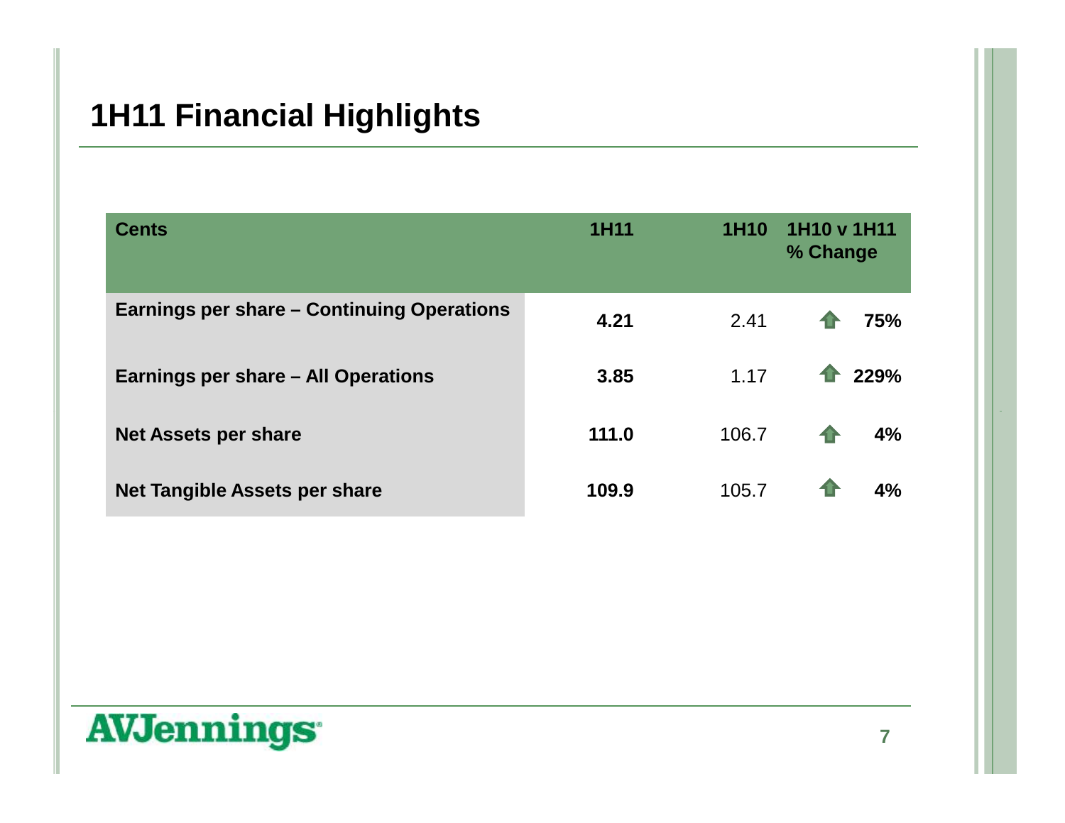# 1H11 Financial Highlights

| Cents | 1H11 | 1H10 | 1H10 v 1H11 % Change |
|---|---|---|---|
| **Earnings per share – Continuing Operations** | **4.21** | 2.41 | ⬆ **75%** |
| **Earnings per share – All Operations** | **3.85** | 1.17 | ⬆ **229%** |
| **Net Assets per share** | **111.0** | 106.7 | ⬆ **4%** |
| **Net Tangible Assets per share** | **109.9** | 105.7 | ⬆ **4%** |

AVJennings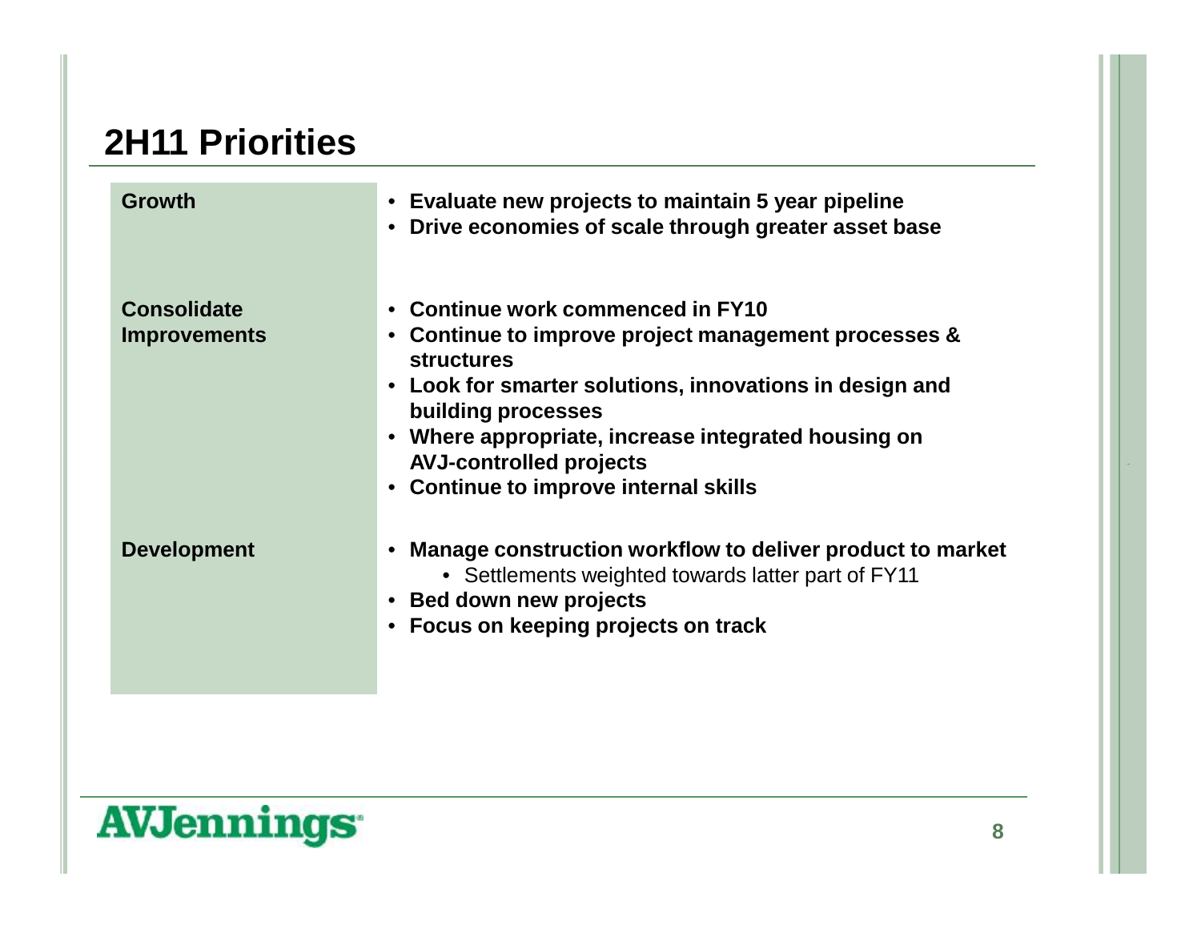# 2H11 Priorities

| | |
|---|---|
| **Growth** | • **Evaluate new projects to maintain 5 year pipeline**<br>• **Drive economies of scale through greater asset base** |
| **Consolidate Improvements** | • **Continue work commenced in FY10**<br>• **Continue to improve project management processes & structures**<br>• **Look for smarter solutions, innovations in design and building processes**<br>• **Where appropriate, increase integrated housing on AVJ-controlled projects**<br>• **Continue to improve internal skills** |
| **Development** | • **Manage construction workflow to deliver product to market**<br>&nbsp;&nbsp;&nbsp;&nbsp;• Settlements weighted towards latter part of FY11<br>• **Bed down new projects**<br>• **Focus on keeping projects on track** |

AVJennings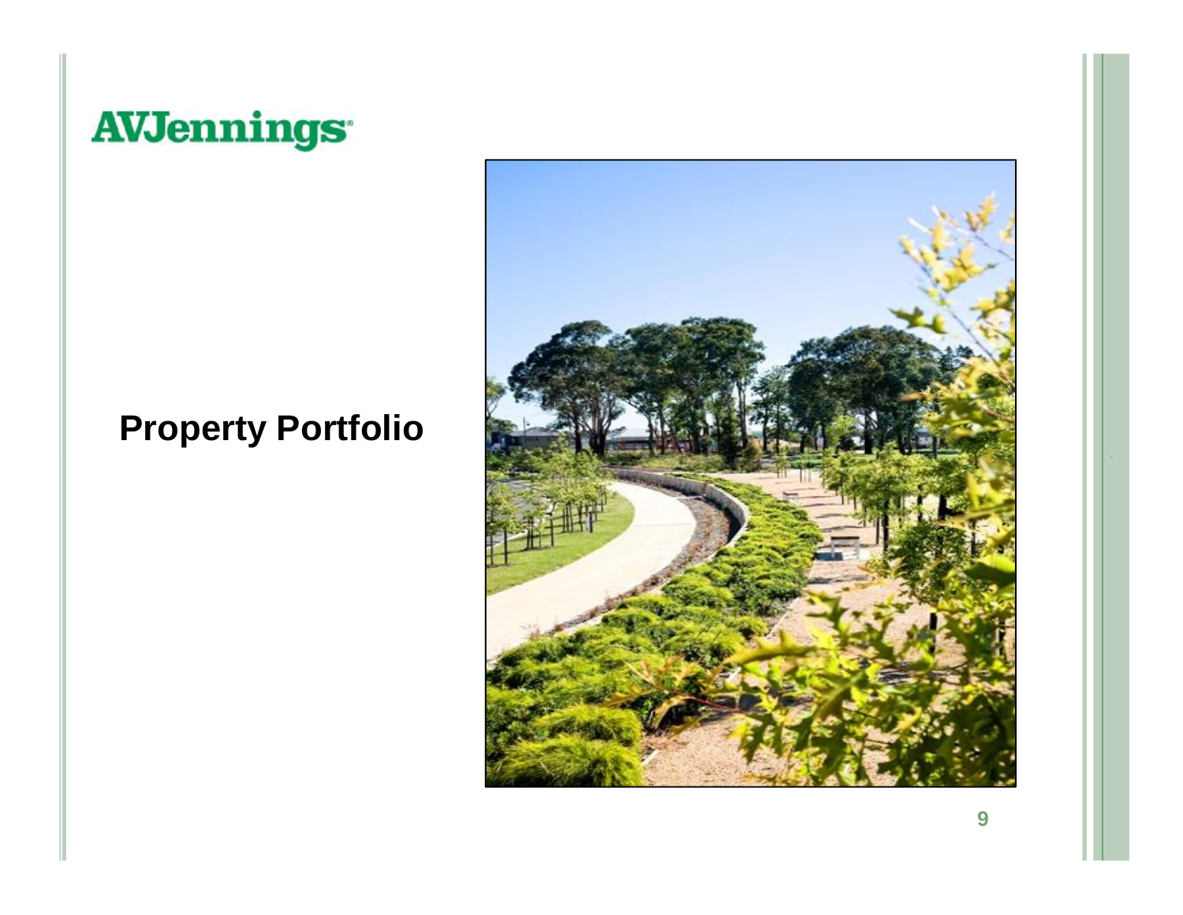AVJennings

# Property Portfolio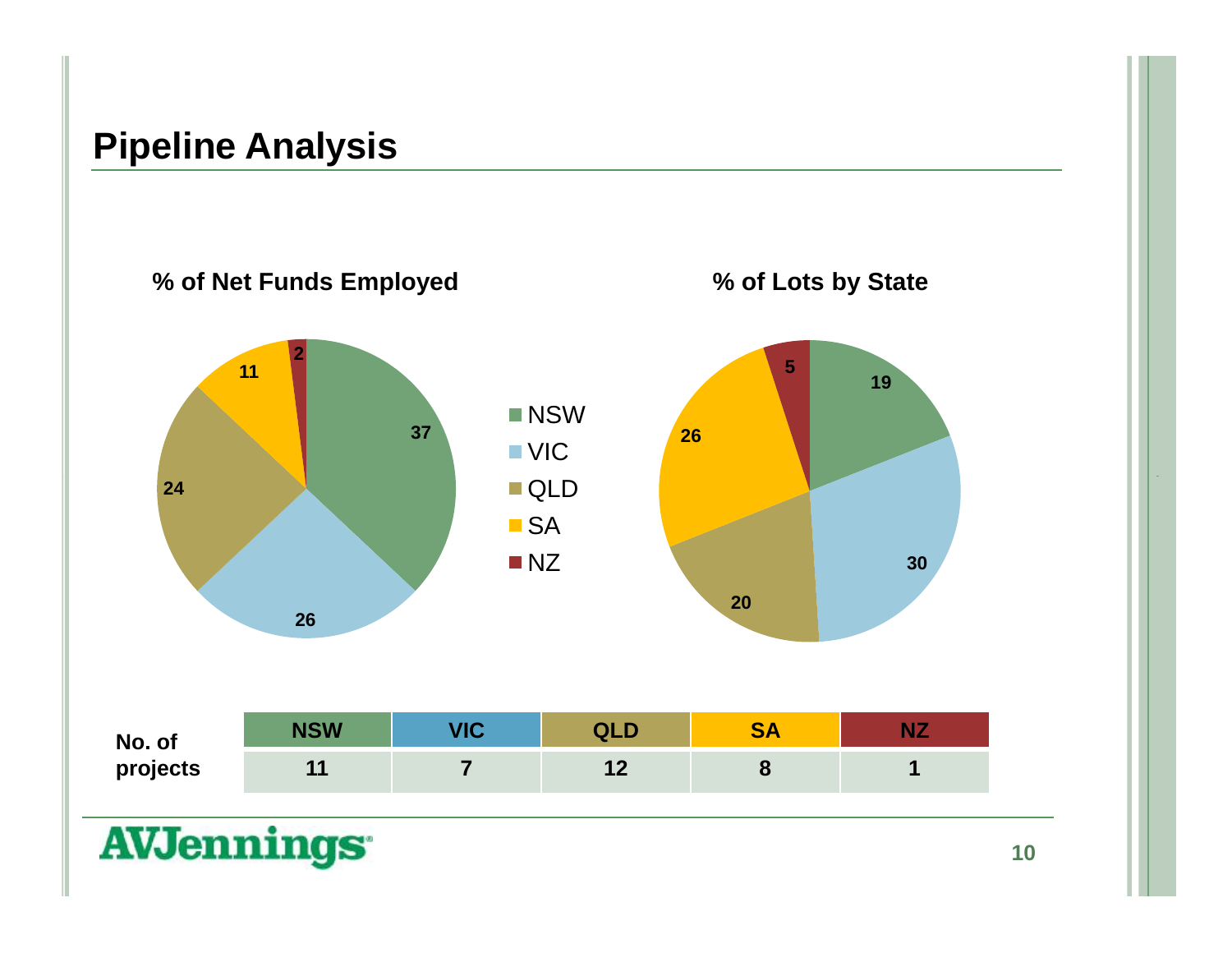# Pipeline Analysis

**% of Net Funds Employed**

| State | % |
|---|---|
| NSW | 37 |
| VIC | 26 |
| QLD | 24 |
| SA | 11 |
| NZ | 2 |

**% of Lots by State**

| State | % |
|---|---|
| NSW | 19 |
| VIC | 30 |
| QLD | 20 |
| SA | 26 |
| NZ | 5 |

| | NSW | VIC | QLD | SA | NZ |
|---|---|---|---|---|---|
| **No. of projects** | 11 | 7 | 12 | 8 | 1 |

AVJennings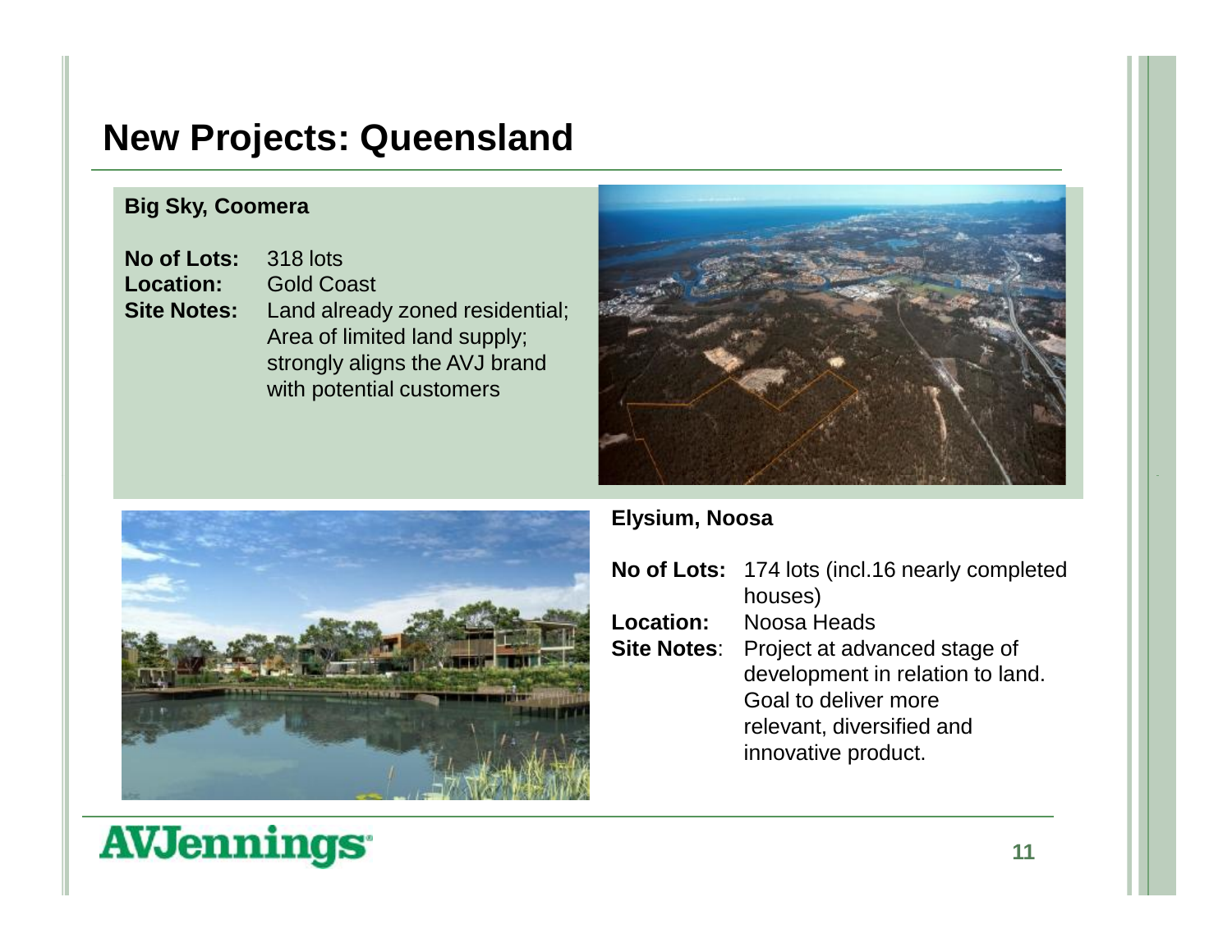# New Projects: Queensland

## Big Sky, Coomera

**No of Lots:** 318 lots
**Location:** Gold Coast
**Site Notes:** Land already zoned residential; Area of limited land supply; strongly aligns the AVJ brand with potential customers

## Elysium, Noosa

**No of Lots:** 174 lots (incl.16 nearly completed houses)
**Location:** Noosa Heads
**Site Notes**: Project at advanced stage of development in relation to land. Goal to deliver more relevant, diversified and innovative product.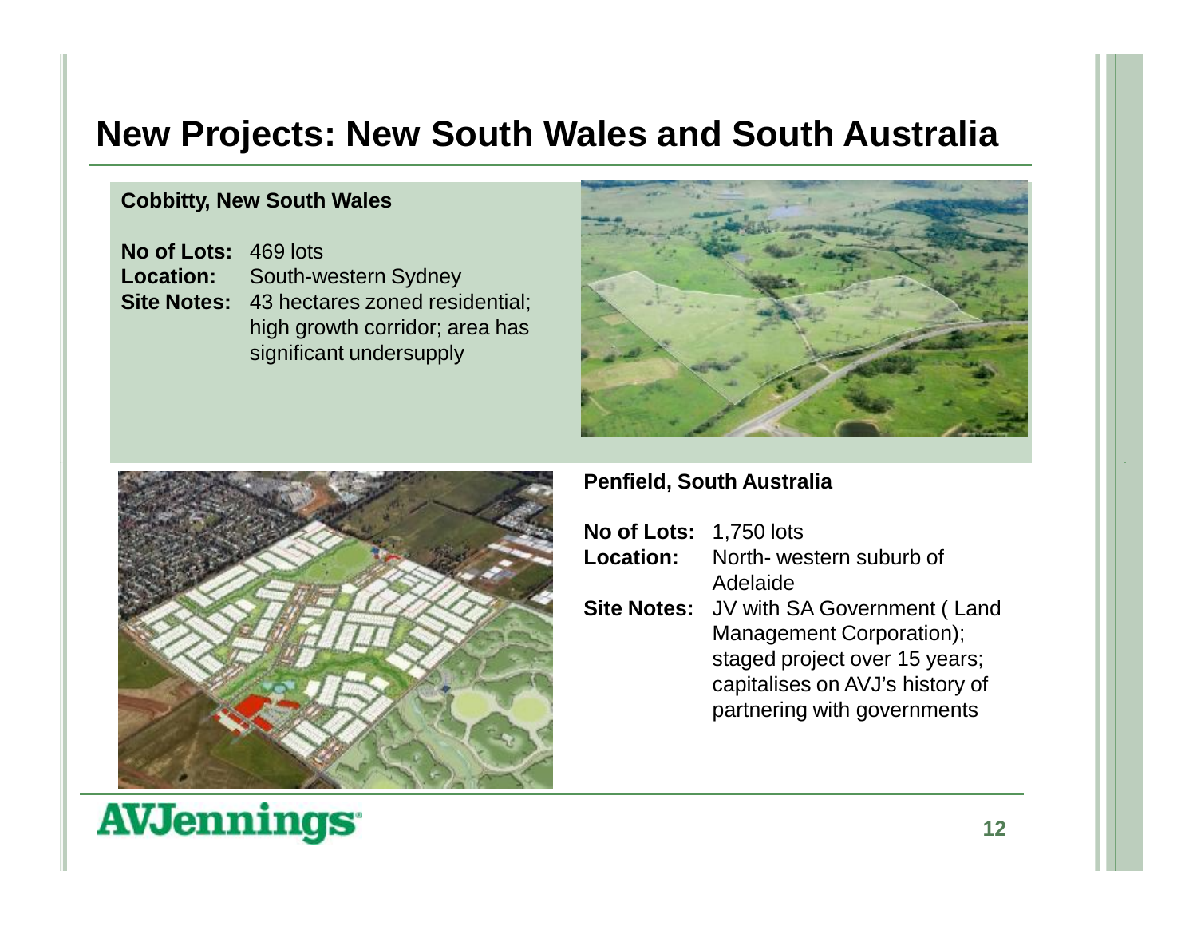# New Projects: New South Wales and South Australia

## Cobbitty, New South Wales

**No of Lots:** 469 lots
**Location:** South-western Sydney
**Site Notes:** 43 hectares zoned residential; high growth corridor; area has significant undersupply

## Penfield, South Australia

**No of Lots:** 1,750 lots
**Location:** North- western suburb of Adelaide
**Site Notes:** JV with SA Government ( Land Management Corporation); staged project over 15 years; capitalises on AVJ's history of partnering with governments

AVJennings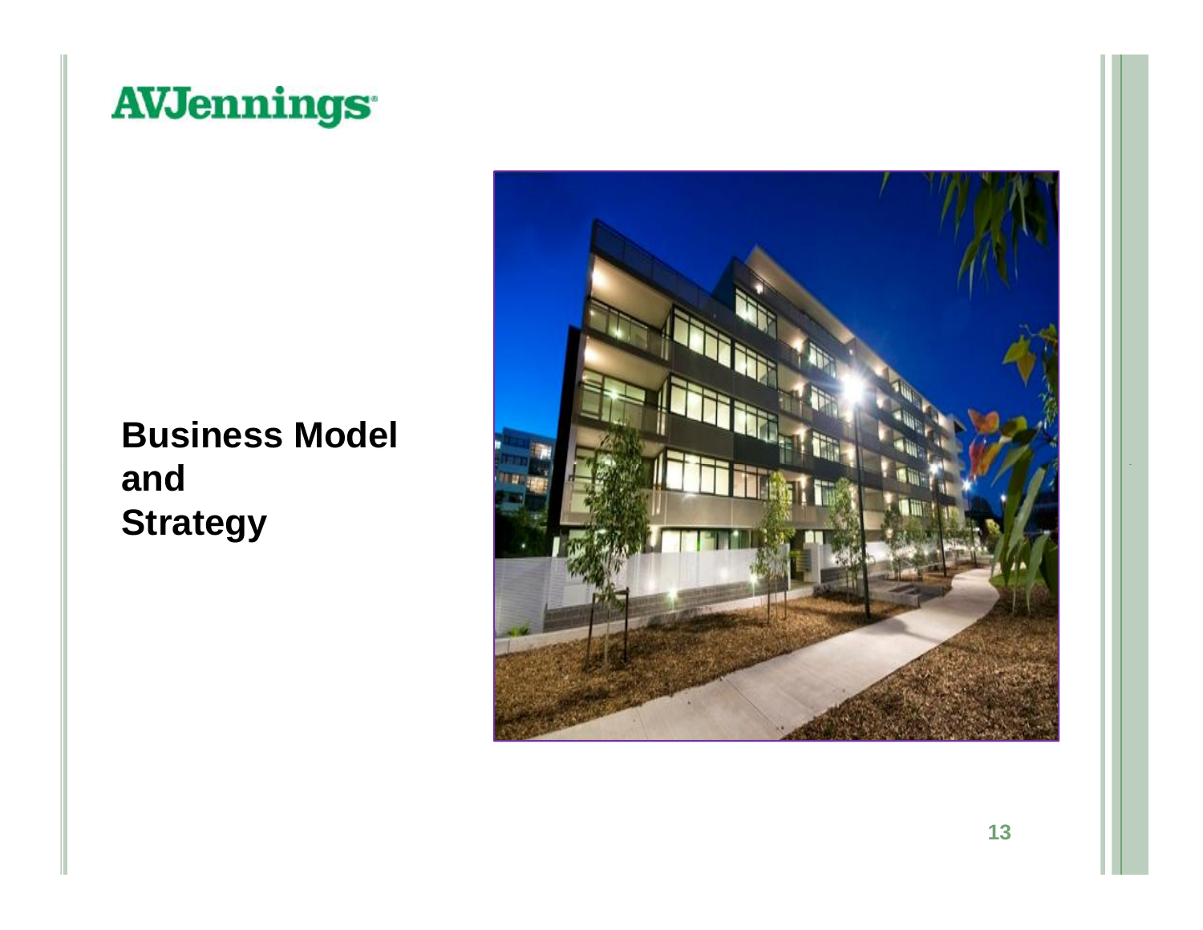AVJennings

# Business Model and Strategy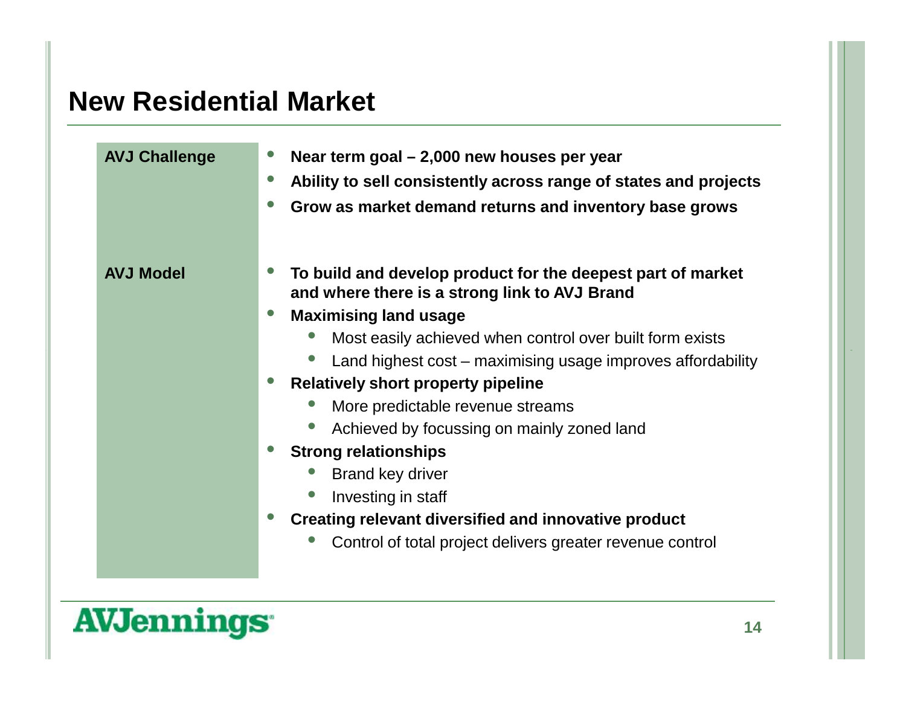# New Residential Market

**AVJ Challenge**

- **Near term goal – 2,000 new houses per year**
- **Ability to sell consistently across range of states and projects**
- **Grow as market demand returns and inventory base grows**

**AVJ Model**

- **To build and develop product for the deepest part of market and where there is a strong link to AVJ Brand**
- **Maximising land usage**
  - Most easily achieved when control over built form exists
  - Land highest cost – maximising usage improves affordability
- **Relatively short property pipeline**
  - More predictable revenue streams
  - Achieved by focussing on mainly zoned land
- **Strong relationships**
  - Brand key driver
  - Investing in staff
- **Creating relevant diversified and innovative product**
  - Control of total project delivers greater revenue control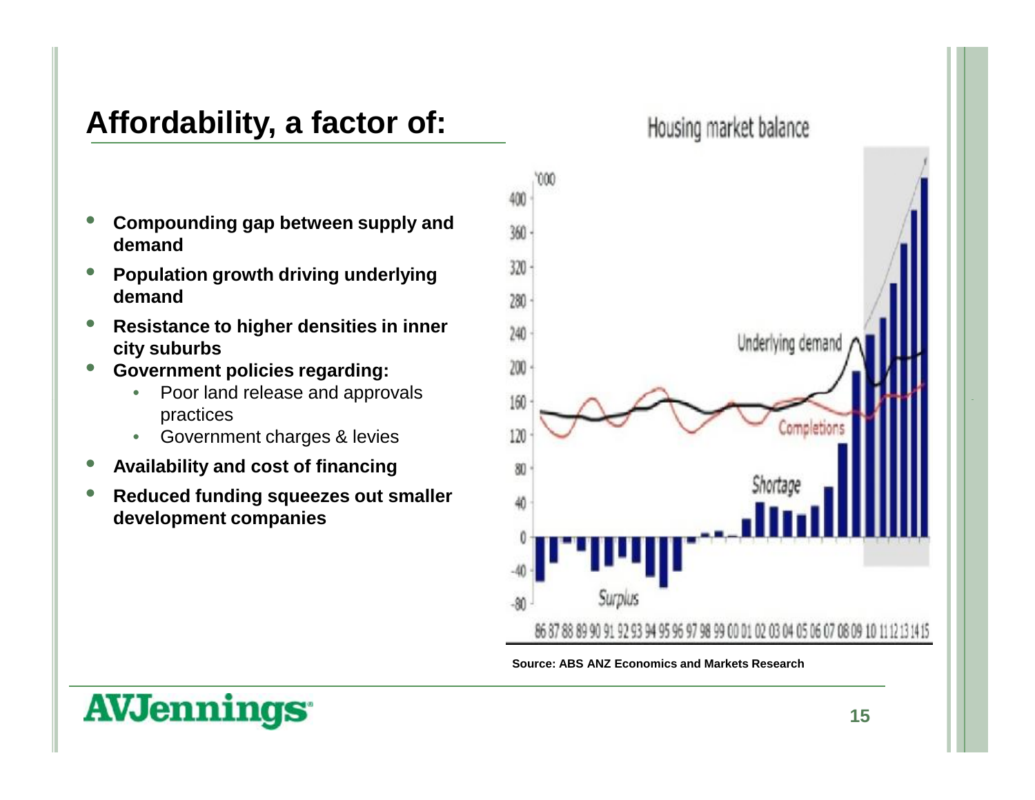# Affordability, a factor of:

- **Compounding gap between supply and demand**
- **Population growth driving underlying demand**
- **Resistance to higher densities in inner city suburbs**
- **Government policies regarding:**
  - Poor land release and approvals practices
  - Government charges & levies
- **Availability and cost of financing**
- **Reduced funding squeezes out smaller development companies**

Housing market balance

Source: ABS ANZ Economics and Markets Research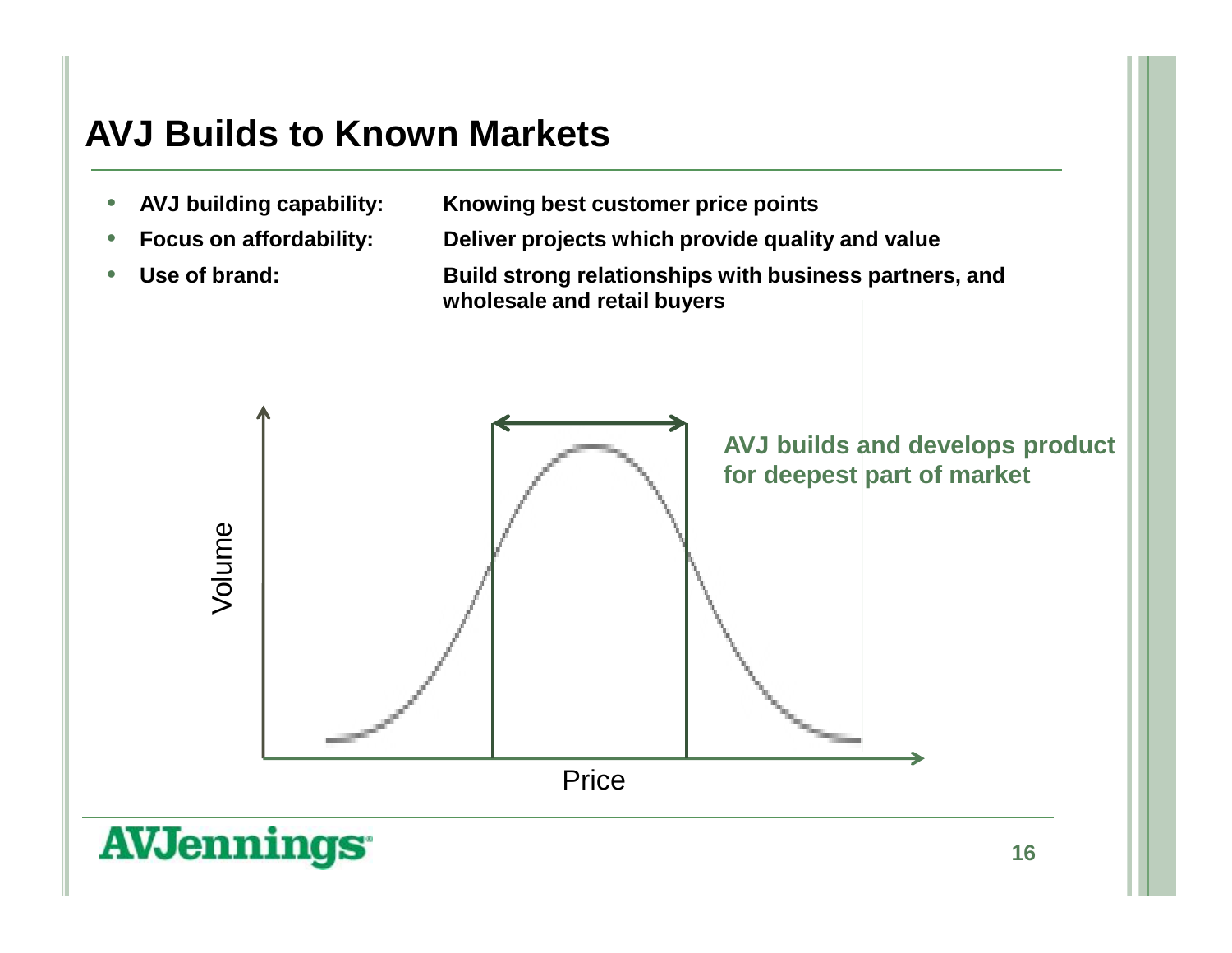# AVJ Builds to Known Markets

- **AVJ building capability:** **Knowing best customer price points**
- **Focus on affordability:** **Deliver projects which provide quality and value**
- **Use of brand:** **Build strong relationships with business partners, and wholesale and retail buyers**

Volume

Price

**AVJ builds and develops product for deepest part of market**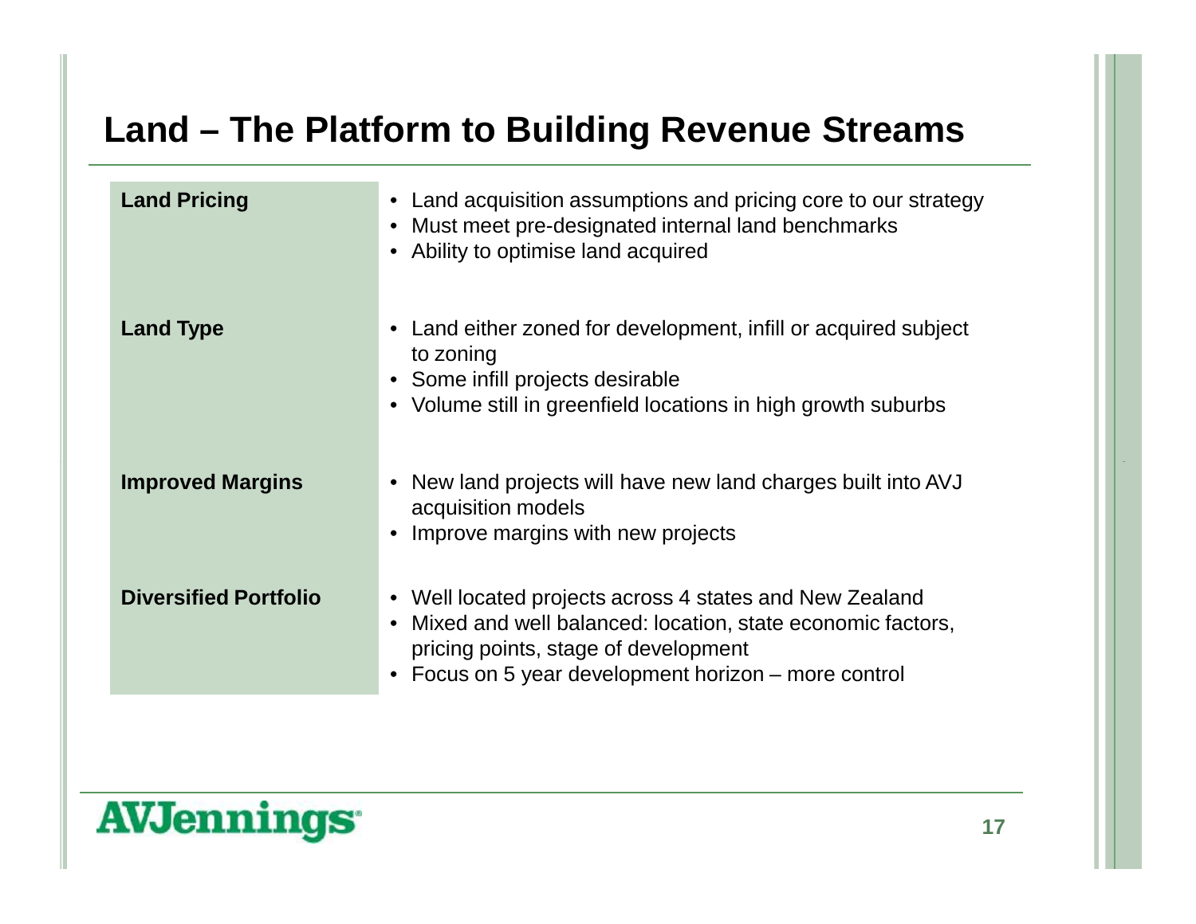# Land – The Platform to Building Revenue Streams

| | |
|---|---|
| **Land Pricing** | • Land acquisition assumptions and pricing core to our strategy<br>• Must meet pre-designated internal land benchmarks<br>• Ability to optimise land acquired |
| **Land Type** | • Land either zoned for development, infill or acquired subject to zoning<br>• Some infill projects desirable<br>• Volume still in greenfield locations in high growth suburbs |
| **Improved Margins** | • New land projects will have new land charges built into AVJ acquisition models<br>• Improve margins with new projects |
| **Diversified Portfolio** | • Well located projects across 4 states and New Zealand<br>• Mixed and well balanced: location, state economic factors, pricing points, stage of development<br>• Focus on 5 year development horizon – more control |

AVJennings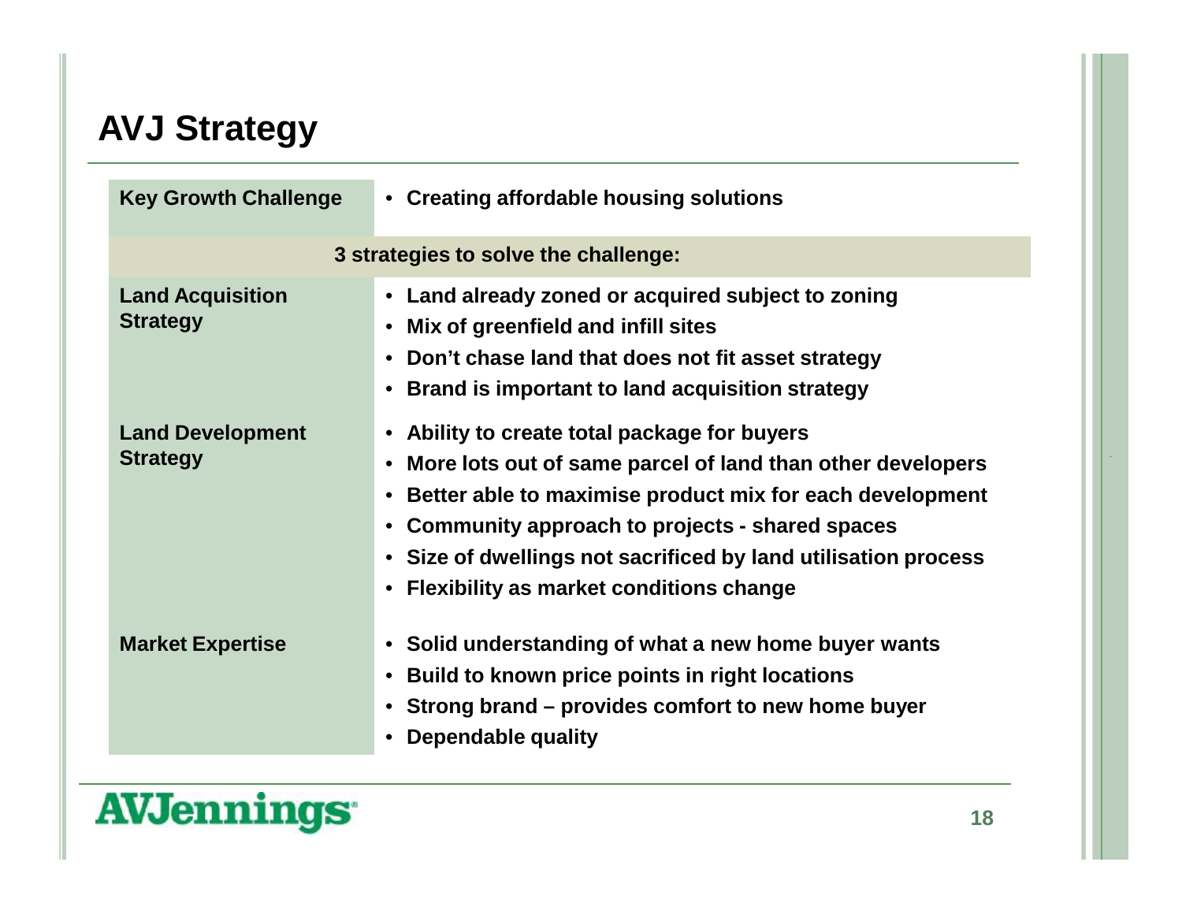# AVJ Strategy

| Key Growth Challenge | • Creating affordable housing solutions |
|---|---|
| **3 strategies to solve the challenge:** | |
| **Land Acquisition Strategy** | • Land already zoned or acquired subject to zoning<br>• Mix of greenfield and infill sites<br>• Don't chase land that does not fit asset strategy<br>• Brand is important to land acquisition strategy |
| **Land Development Strategy** | • Ability to create total package for buyers<br>• More lots out of same parcel of land than other developers<br>• Better able to maximise product mix for each development<br>• Community approach to projects - shared spaces<br>• Size of dwellings not sacrificed by land utilisation process<br>• Flexibility as market conditions change |
| **Market Expertise** | • Solid understanding of what a new home buyer wants<br>• Build to known price points in right locations<br>• Strong brand – provides comfort to new home buyer<br>• Dependable quality |

AVJennings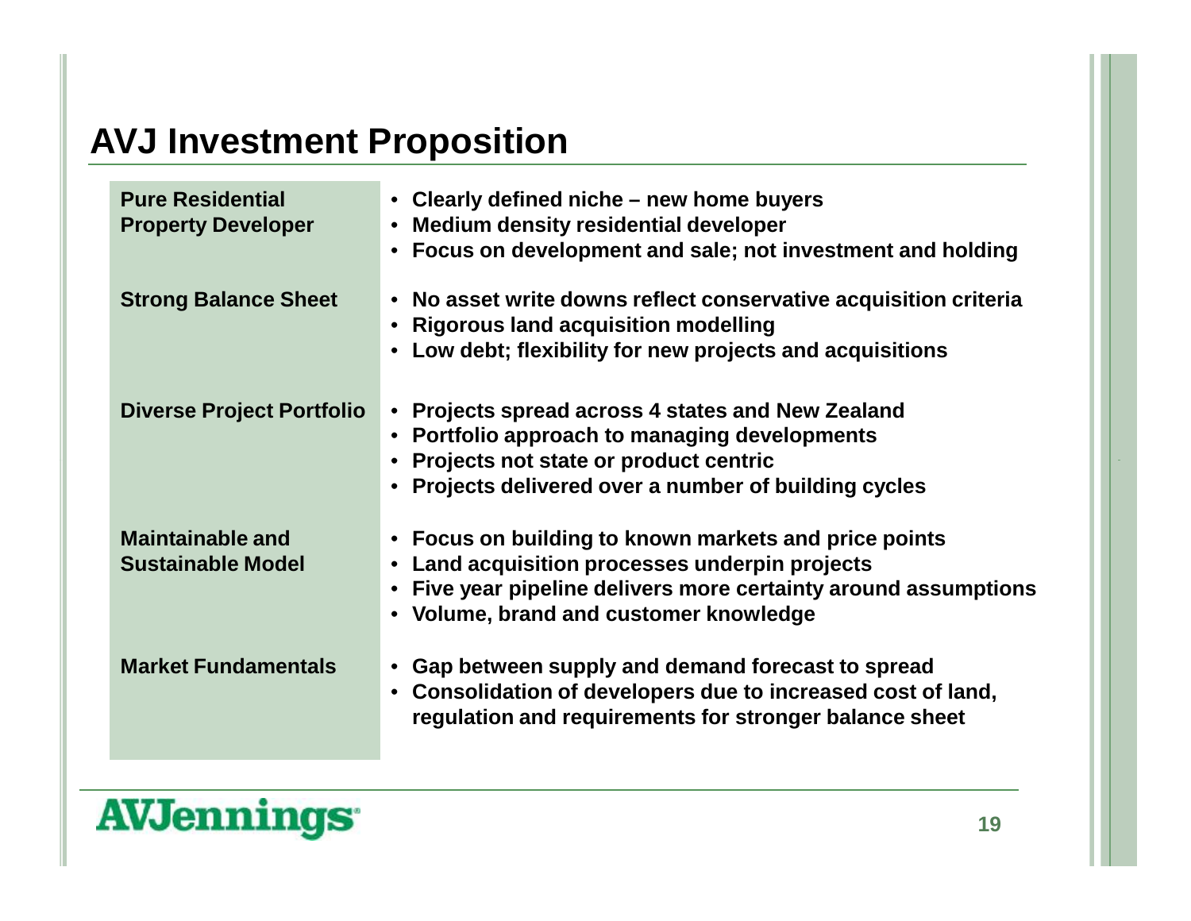# AVJ Investment Proposition

| | |
|---|---|
| **Pure Residential Property Developer** | • Clearly defined niche – new home buyers<br>• Medium density residential developer<br>• Focus on development and sale; not investment and holding |
| **Strong Balance Sheet** | • No asset write downs reflect conservative acquisition criteria<br>• Rigorous land acquisition modelling<br>• Low debt; flexibility for new projects and acquisitions |
| **Diverse Project Portfolio** | • Projects spread across 4 states and New Zealand<br>• Portfolio approach to managing developments<br>• Projects not state or product centric<br>• Projects delivered over a number of building cycles |
| **Maintainable and Sustainable Model** | • Focus on building to known markets and price points<br>• Land acquisition processes underpin projects<br>• Five year pipeline delivers more certainty around assumptions<br>• Volume, brand and customer knowledge |
| **Market Fundamentals** | • Gap between supply and demand forecast to spread<br>• Consolidation of developers due to increased cost of land, regulation and requirements for stronger balance sheet |

AVJennings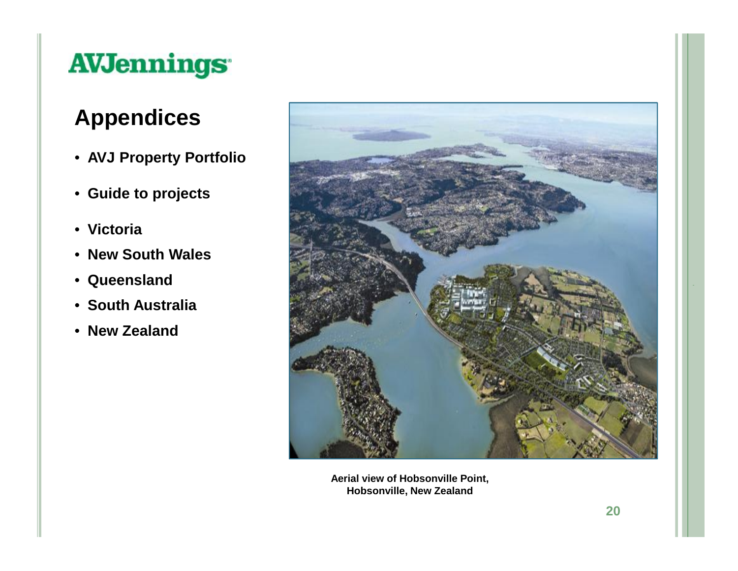AVJennings

# Appendices

- AVJ Property Portfolio
- Guide to projects
- Victoria
- New South Wales
- Queensland
- South Australia
- New Zealand

Aerial view of Hobsonville Point, Hobsonville, New Zealand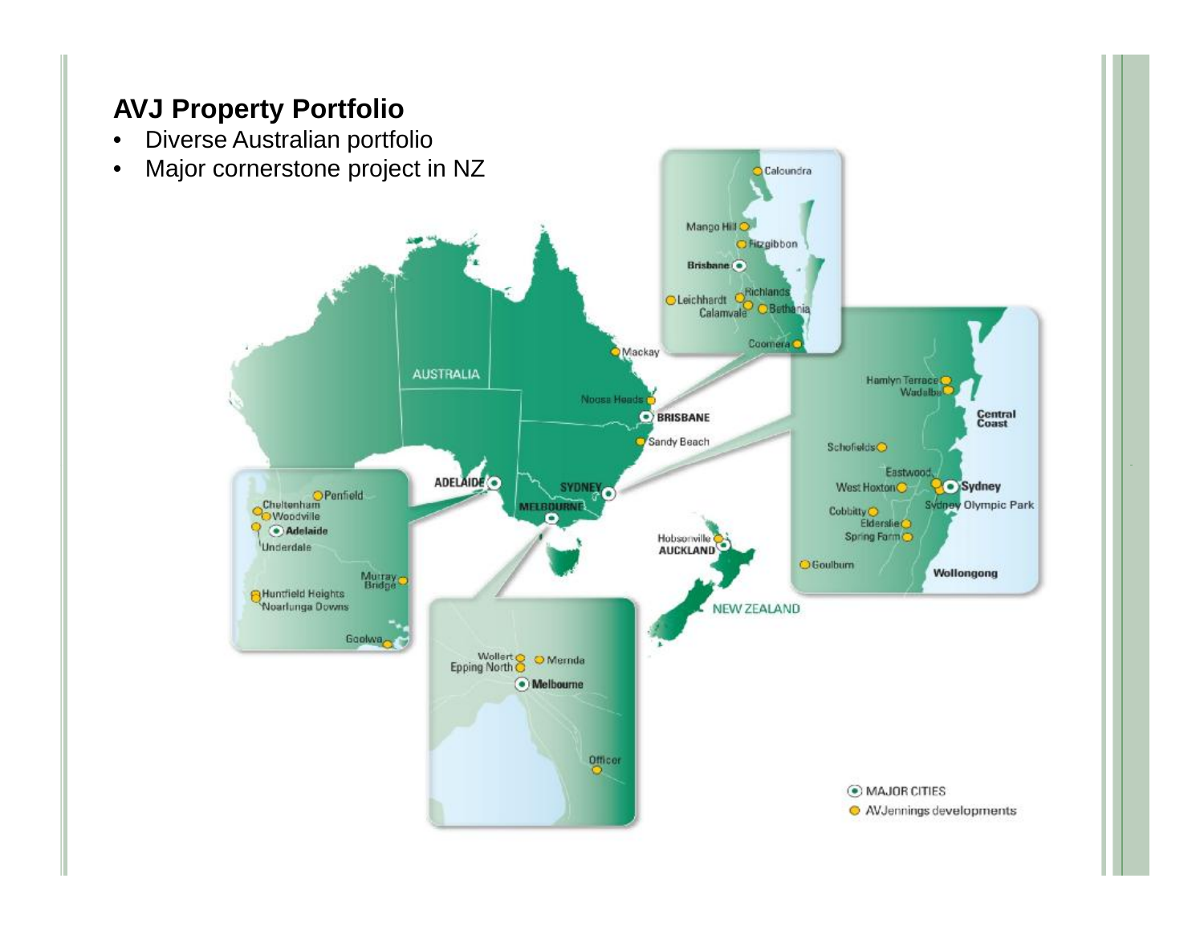## AVJ Property Portfolio

- Diverse Australian portfolio
- Major cornerstone project in NZ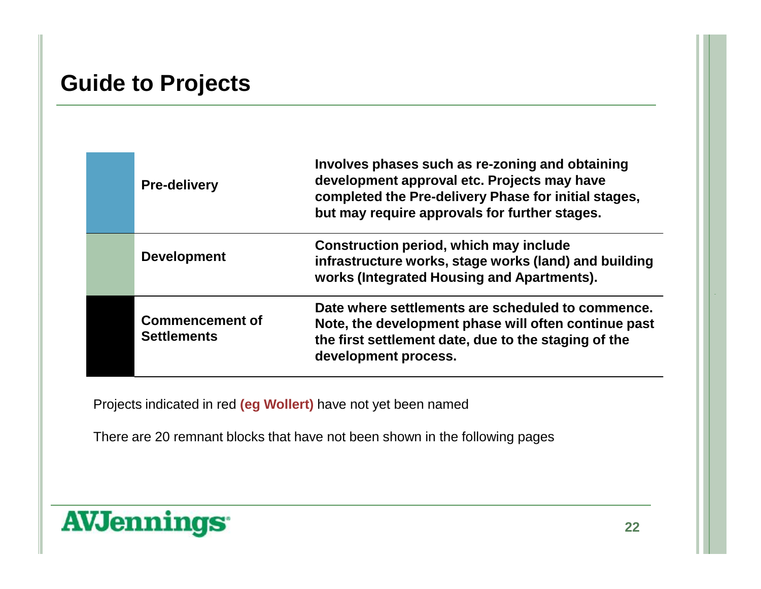# Guide to Projects

| | Phase | Description |
|---|---|---|
| | **Pre-delivery** | **Involves phases such as re-zoning and obtaining development approval etc. Projects may have completed the Pre-delivery Phase for initial stages, but may require approvals for further stages.** |
| | **Development** | **Construction period, which may include infrastructure works, stage works (land) and building works (Integrated Housing and Apartments).** |
| | **Commencement of Settlements** | **Date where settlements are scheduled to commence. Note, the development phase will often continue past the first settlement date, due to the staging of the development process.** |

Projects indicated in red **(eg Wollert)** have not yet been named

There are 20 remnant blocks that have not been shown in the following pages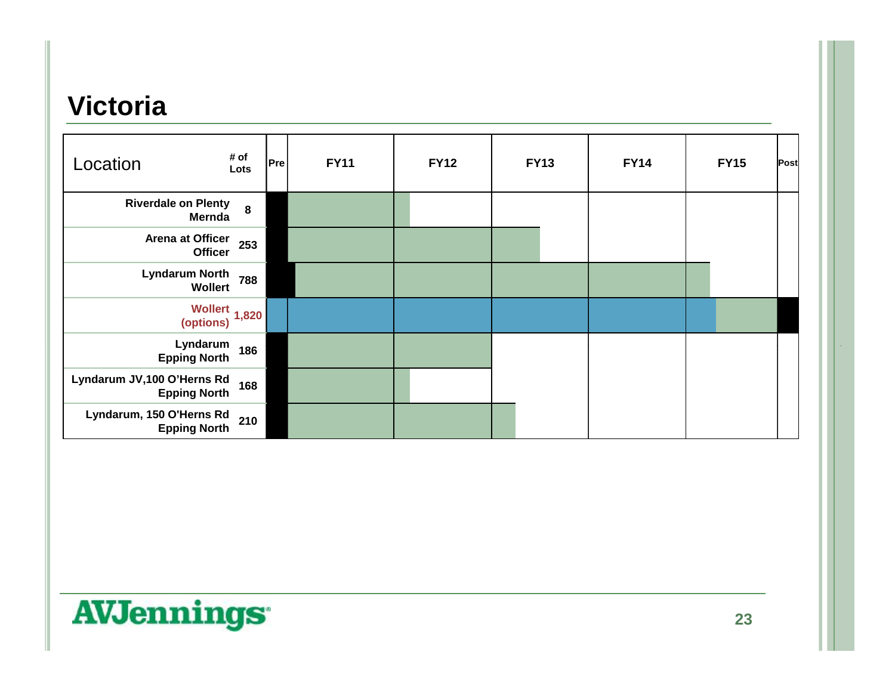# Victoria

| Location | # of Lots | Pre | FY11 | FY12 | FY13 | FY14 | FY15 | Post |
|---|---|---|---|---|---|---|---|---|
| Riverdale on Plenty Mernda | 8 | | | | | | | |
| Arena at Officer Officer | 253 | | | | | | | |
| Lyndarum North Wollert | 788 | | | | | | | |
| Wollert (options) | 1,820 | | | | | | | |
| Lyndarum Epping North | 186 | | | | | | | |
| Lyndarum JV,100 O'Herns Rd Epping North | 168 | | | | | | | |
| Lyndarum, 150 O'Herns Rd Epping North | 210 | | | | | | | |

AVJennings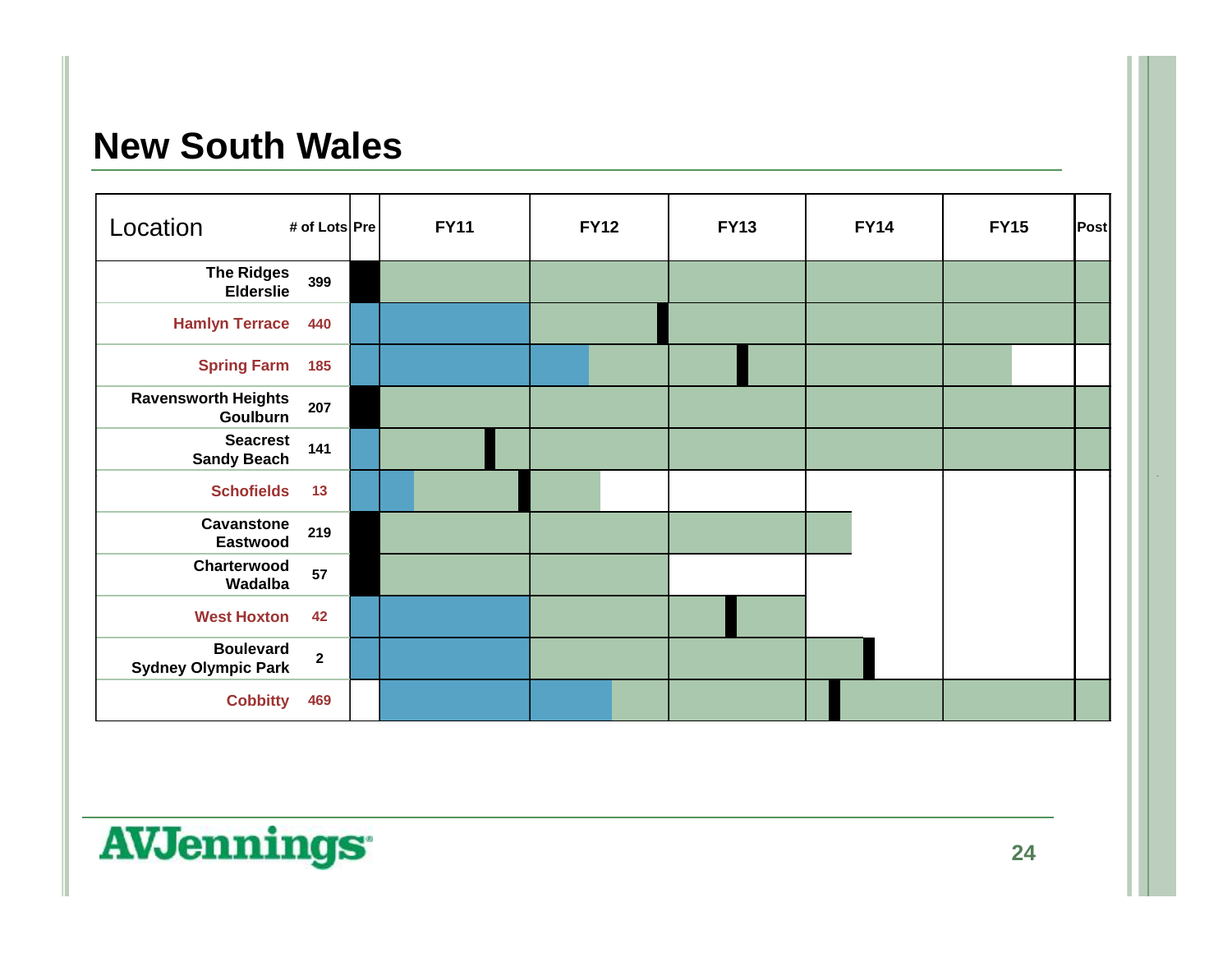# New South Wales

| Location | # of Lots | Pre | FY11 | FY12 | FY13 | FY14 | FY15 | Post |
|---|---|---|---|---|---|---|---|---|
| The Ridges Elderslie | 399 | | | | | | | |
| Hamlyn Terrace | 440 | | | | | | | |
| Spring Farm | 185 | | | | | | | |
| Ravensworth Heights Goulburn | 207 | | | | | | | |
| Seacrest Sandy Beach | 141 | | | | | | | |
| Schofields | 13 | | | | | | | |
| Cavanstone Eastwood | 219 | | | | | | | |
| Charterwood Wadalba | 57 | | | | | | | |
| West Hoxton | 42 | | | | | | | |
| Boulevard Sydney Olympic Park | 2 | | | | | | | |
| Cobbitty | 469 | | | | | | | |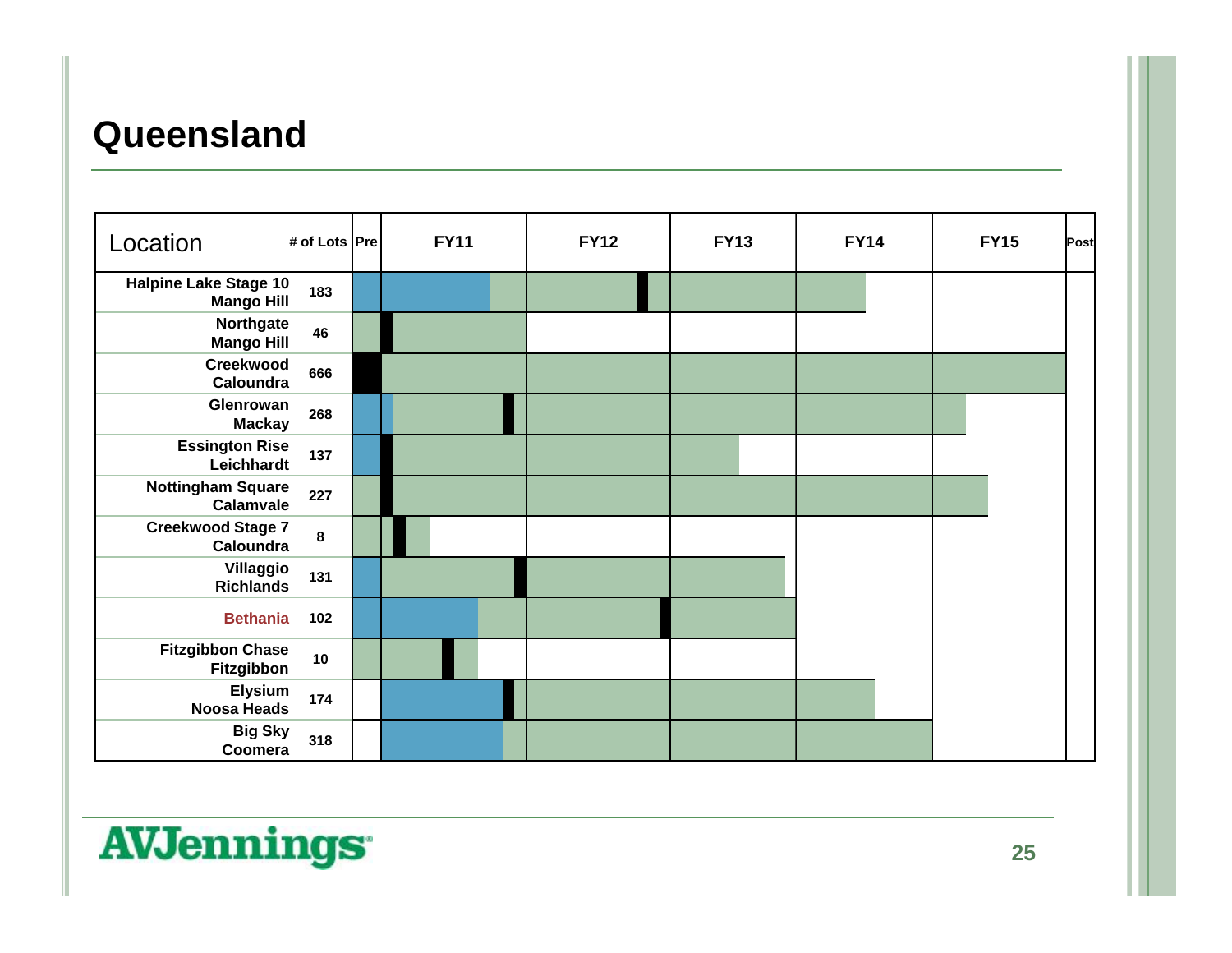# Queensland

| Location | # of Lots | Pre | FY11 | FY12 | FY13 | FY14 | FY15 | Post |
|---|---|---|---|---|---|---|---|---|
| Halpine Lake Stage 10 Mango Hill | 183 | | | | | | | |
| Northgate Mango Hill | 46 | | | | | | | |
| Creekwood Caloundra | 666 | | | | | | | |
| Glenrowan Mackay | 268 | | | | | | | |
| Essington Rise Leichhardt | 137 | | | | | | | |
| Nottingham Square Calamvale | 227 | | | | | | | |
| Creekwood Stage 7 Caloundra | 8 | | | | | | | |
| Villaggio Richlands | 131 | | | | | | | |
| Bethania | 102 | | | | | | | |
| Fitzgibbon Chase Fitzgibbon | 10 | | | | | | | |
| Elysium Noosa Heads | 174 | | | | | | | |
| Big Sky Coomera | 318 | | | | | | | |

AVJennings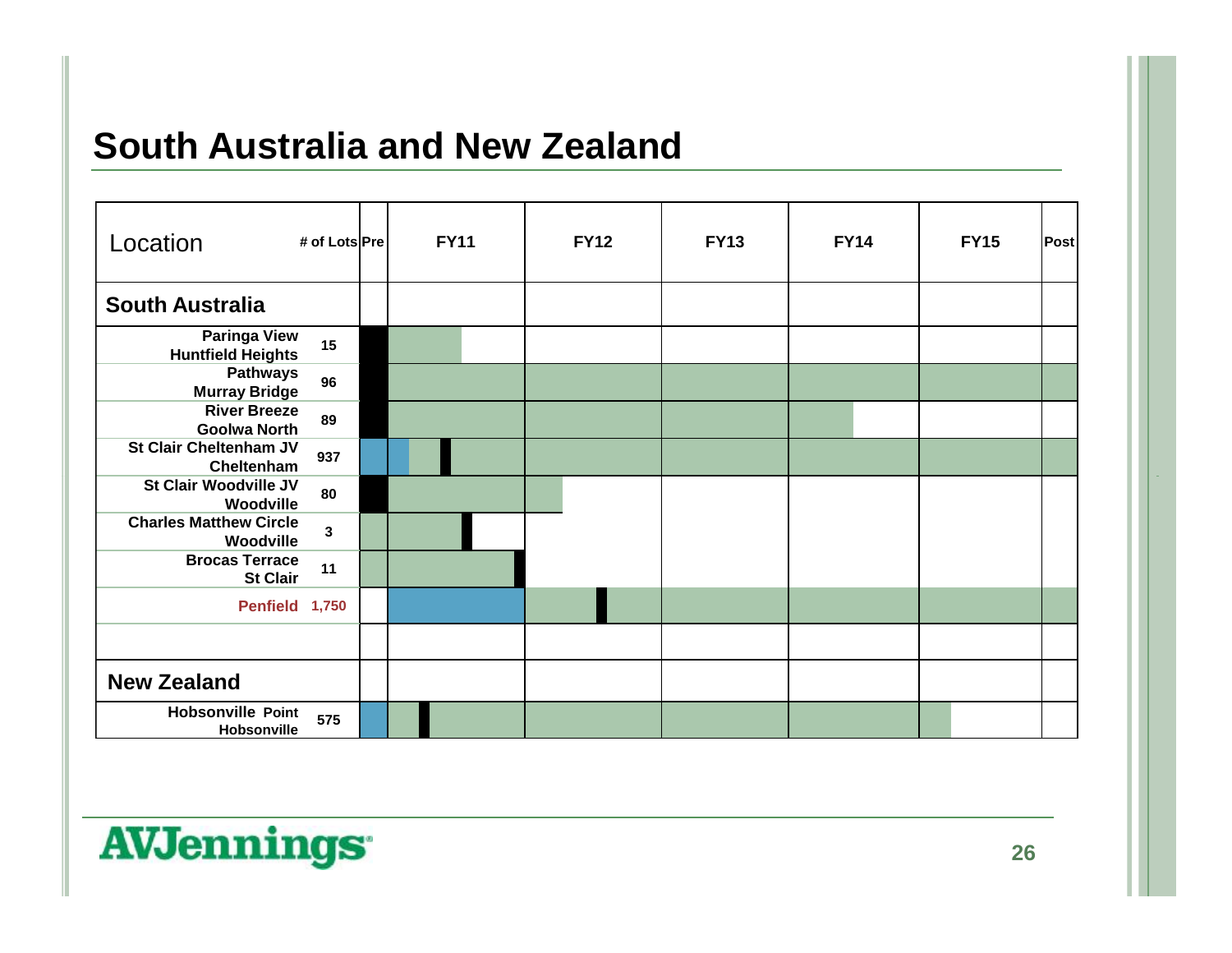# South Australia and New Zealand

Location | # of Lots | Pre | FY11 | FY12 | FY13 | FY14 | FY15 | Post

**South Australia**

Paringa View Huntfield Heights 15

Pathways Murray Bridge 96

River Breeze Goolwa North 89

St Clair Cheltenham JV Cheltenham 937

St Clair Woodville JV Woodville 80

Charles Matthew Circle Woodville 3

Brocas Terrace St Clair 11

Penfield 1,750

**New Zealand**

Hobsonville Point Hobsonville 575